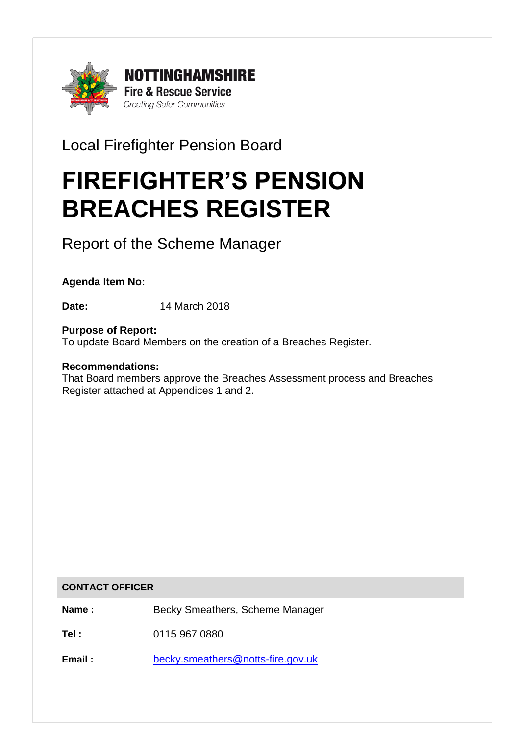**NOTTINGHAMSHIRE**
**Fire & Rescue Service**
*Creating Safer Communities*

Local Firefighter Pension Board

# FIREFIGHTER'S PENSION BREACHES REGISTER

Report of the Scheme Manager

**Agenda Item No:**

**Date:** 14 March 2018

**Purpose of Report:**
To update Board Members on the creation of a Breaches Register.

**Recommendations:**
That Board members approve the Breaches Assessment process and Breaches Register attached at Appendices 1 and 2.

| **CONTACT OFFICER** | |
|---|---|
| **Name :** | Becky Smeathers, Scheme Manager |
| **Tel :** | 0115 967 0880 |
| **Email :** | becky.smeathers@notts-fire.gov.uk |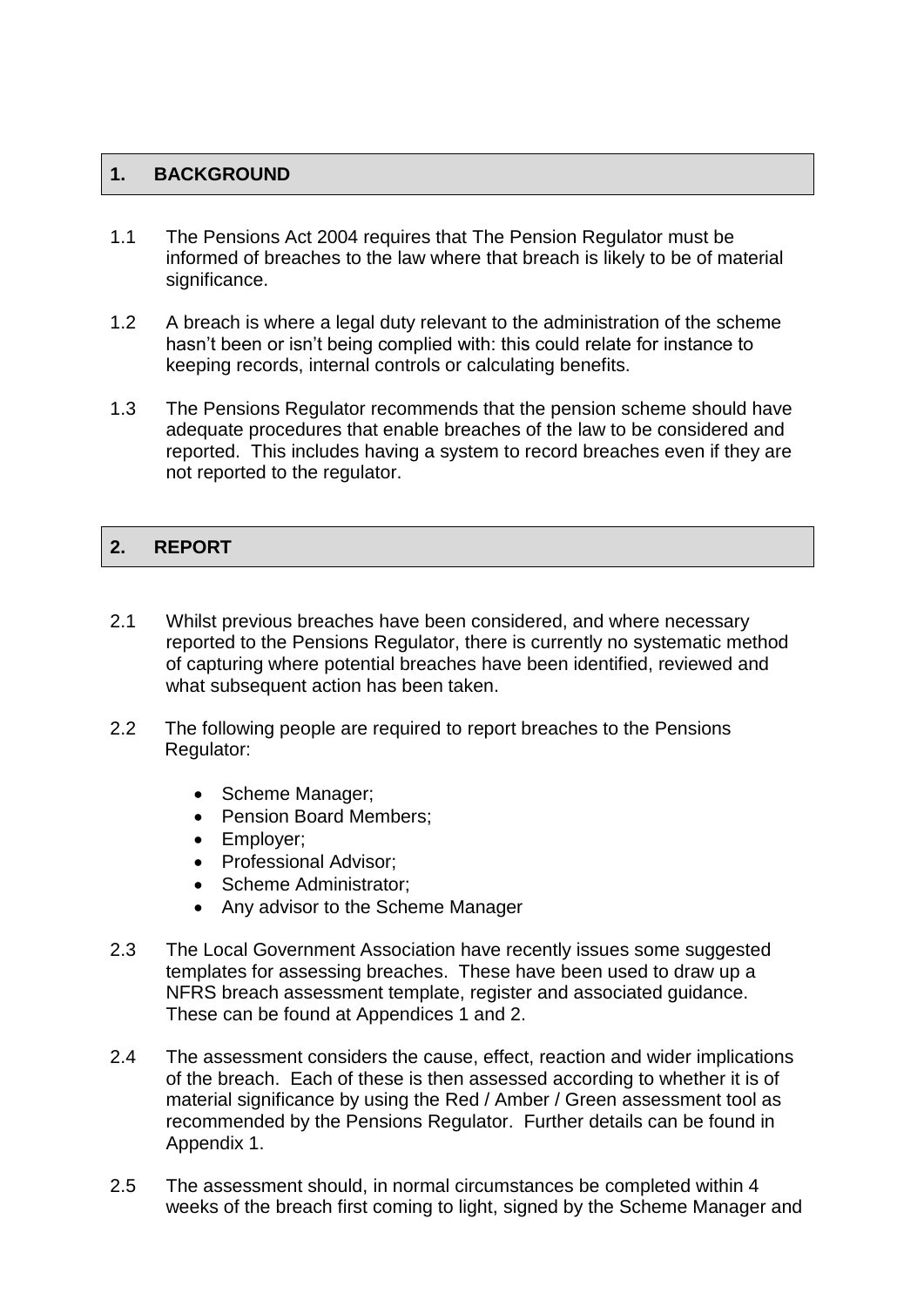## 1. BACKGROUND

1.1 The Pensions Act 2004 requires that The Pension Regulator must be informed of breaches to the law where that breach is likely to be of material significance.

1.2 A breach is where a legal duty relevant to the administration of the scheme hasn't been or isn't being complied with: this could relate for instance to keeping records, internal controls or calculating benefits.

1.3 The Pensions Regulator recommends that the pension scheme should have adequate procedures that enable breaches of the law to be considered and reported. This includes having a system to record breaches even if they are not reported to the regulator.

## 2. REPORT

2.1 Whilst previous breaches have been considered, and where necessary reported to the Pensions Regulator, there is currently no systematic method of capturing where potential breaches have been identified, reviewed and what subsequent action has been taken.

2.2 The following people are required to report breaches to the Pensions Regulator:

- Scheme Manager;
- Pension Board Members;
- Employer;
- Professional Advisor;
- Scheme Administrator;
- Any advisor to the Scheme Manager

2.3 The Local Government Association have recently issues some suggested templates for assessing breaches. These have been used to draw up a NFRS breach assessment template, register and associated guidance. These can be found at Appendices 1 and 2.

2.4 The assessment considers the cause, effect, reaction and wider implications of the breach. Each of these is then assessed according to whether it is of material significance by using the Red / Amber / Green assessment tool as recommended by the Pensions Regulator. Further details can be found in Appendix 1.

2.5 The assessment should, in normal circumstances be completed within 4 weeks of the breach first coming to light, signed by the Scheme Manager and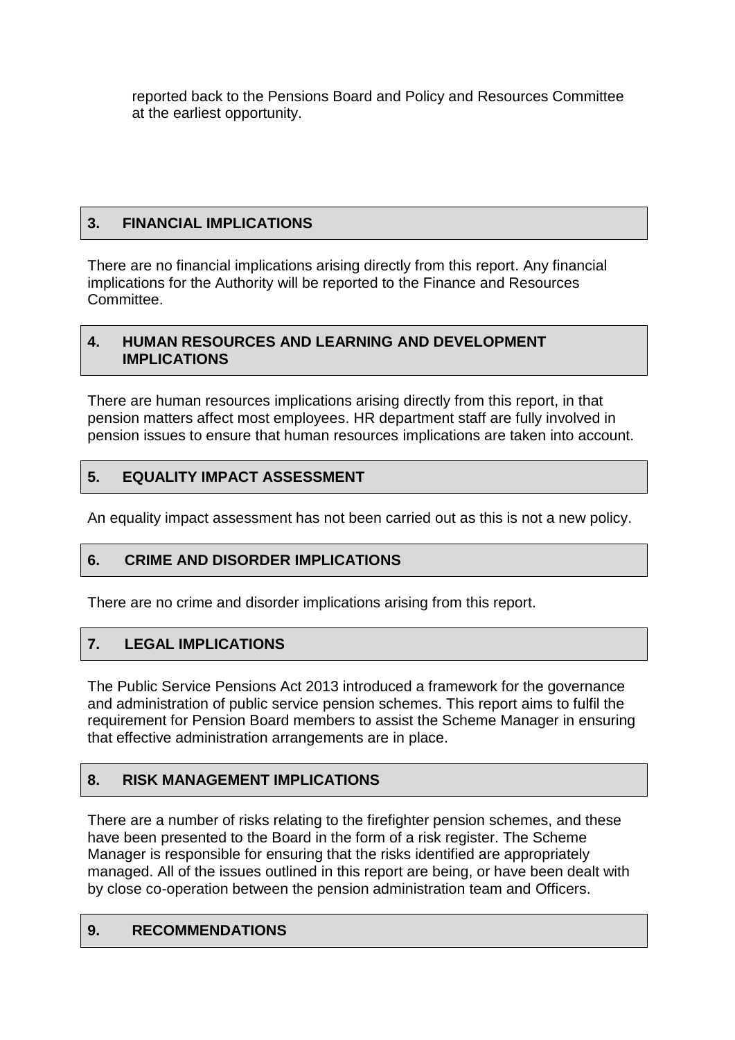reported back to the Pensions Board and Policy and Resources Committee at the earliest opportunity.

## 3. FINANCIAL IMPLICATIONS

There are no financial implications arising directly from this report. Any financial implications for the Authority will be reported to the Finance and Resources Committee.

## 4. HUMAN RESOURCES AND LEARNING AND DEVELOPMENT IMPLICATIONS

There are human resources implications arising directly from this report, in that pension matters affect most employees. HR department staff are fully involved in pension issues to ensure that human resources implications are taken into account.

## 5. EQUALITY IMPACT ASSESSMENT

An equality impact assessment has not been carried out as this is not a new policy.

## 6. CRIME AND DISORDER IMPLICATIONS

There are no crime and disorder implications arising from this report.

## 7. LEGAL IMPLICATIONS

The Public Service Pensions Act 2013 introduced a framework for the governance and administration of public service pension schemes. This report aims to fulfil the requirement for Pension Board members to assist the Scheme Manager in ensuring that effective administration arrangements are in place.

## 8. RISK MANAGEMENT IMPLICATIONS

There are a number of risks relating to the firefighter pension schemes, and these have been presented to the Board in the form of a risk register. The Scheme Manager is responsible for ensuring that the risks identified are appropriately managed. All of the issues outlined in this report are being, or have been dealt with by close co-operation between the pension administration team and Officers.

## 9. RECOMMENDATIONS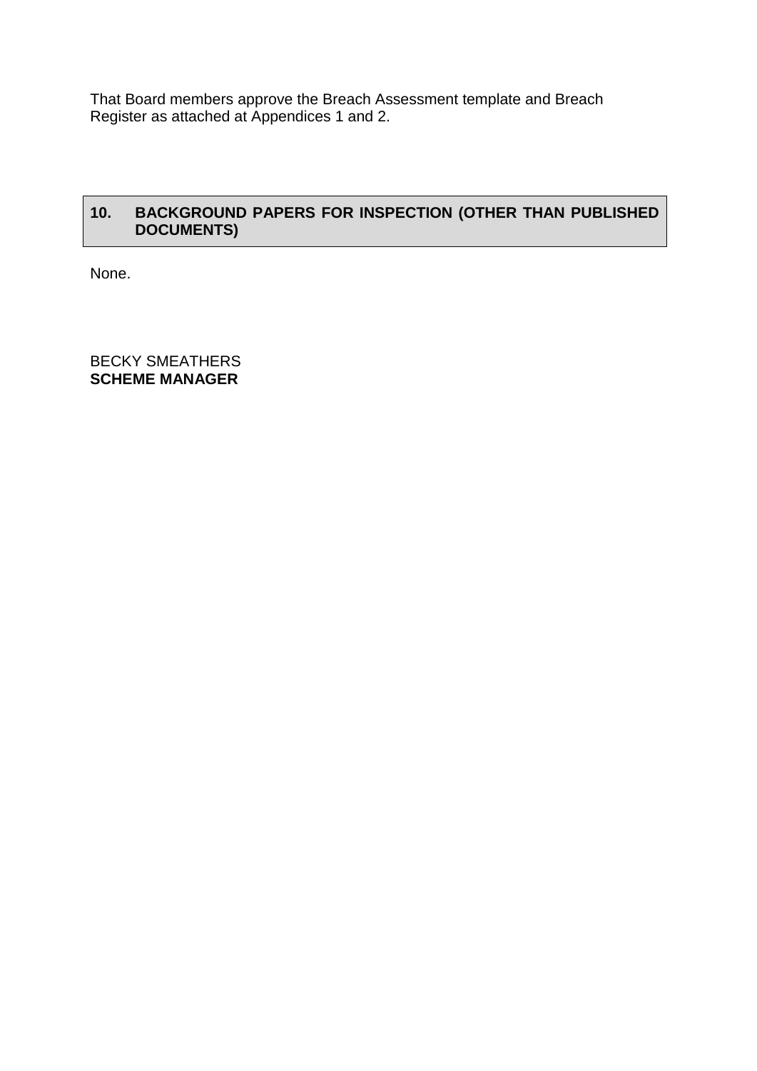That Board members approve the Breach Assessment template and Breach Register as attached at Appendices 1 and 2.

## 10. BACKGROUND PAPERS FOR INSPECTION (OTHER THAN PUBLISHED DOCUMENTS)

None.

BECKY SMEATHERS
**SCHEME MANAGER**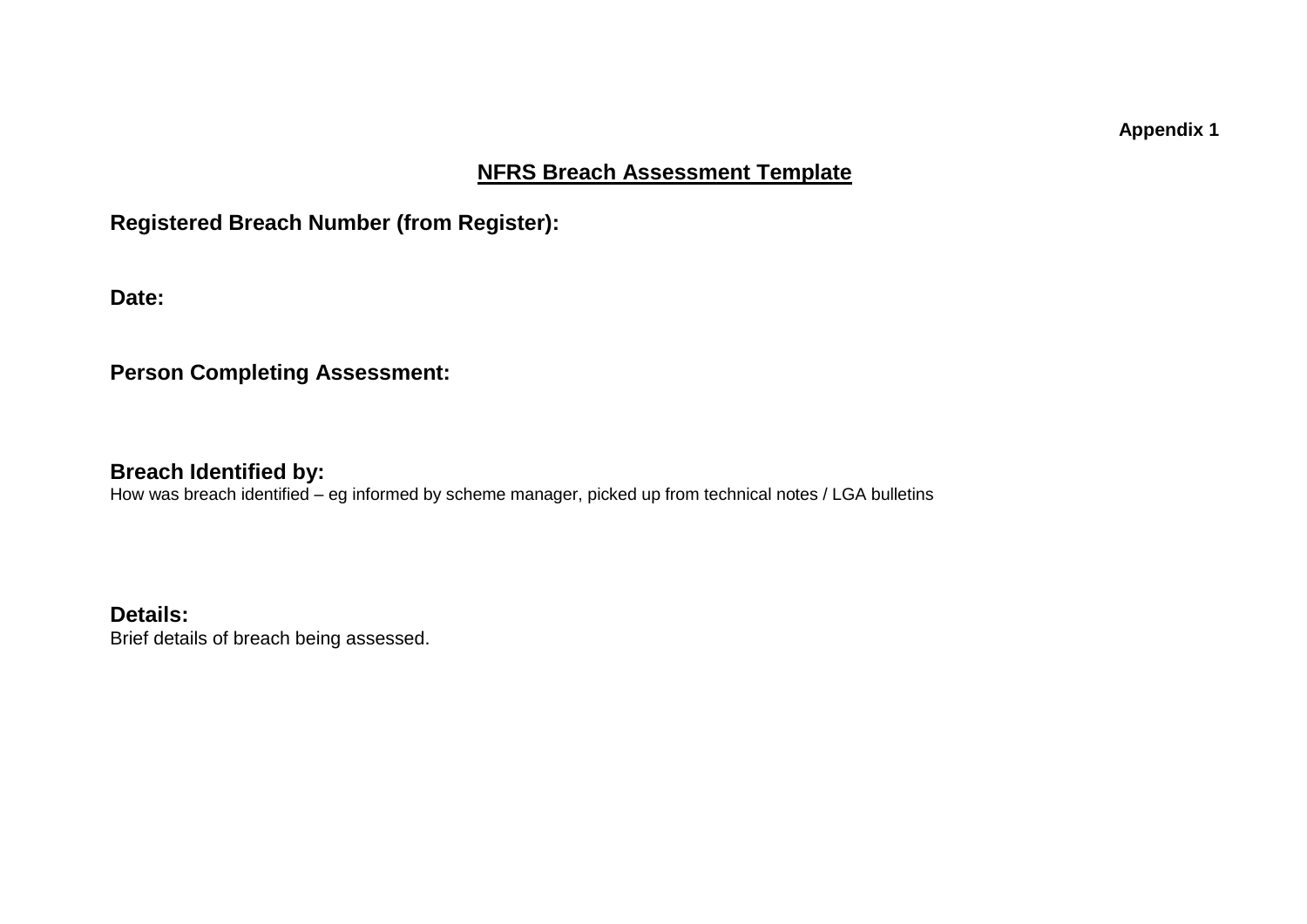**Appendix 1**

## NFRS Breach Assessment Template

**Registered Breach Number (from Register):**

**Date:**

**Person Completing Assessment:**

**Breach Identified by:**

How was breach identified – eg informed by scheme manager, picked up from technical notes / LGA bulletins

**Details:**

Brief details of breach being assessed.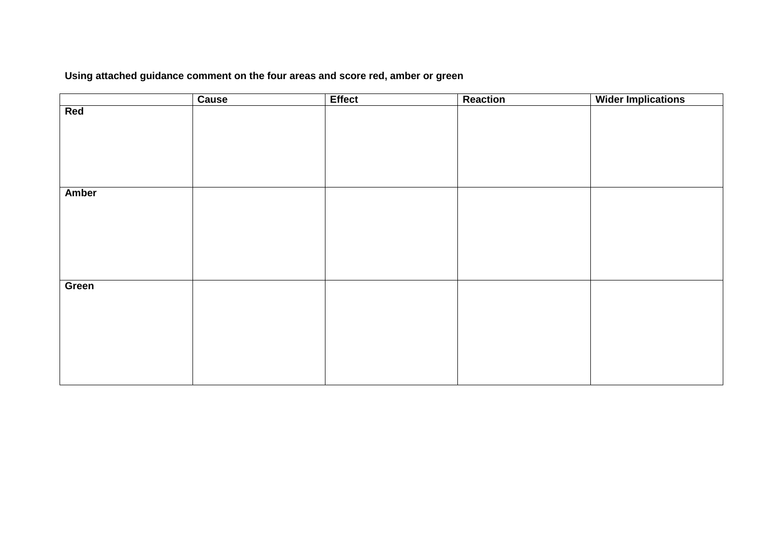**Using attached guidance comment on the four areas and score red, amber or green**

| | Cause | Effect | Reaction | Wider Implications |
|---|---|---|---|---|
| **Red** | | | | |
| **Amber** | | | | |
| **Green** | | | | |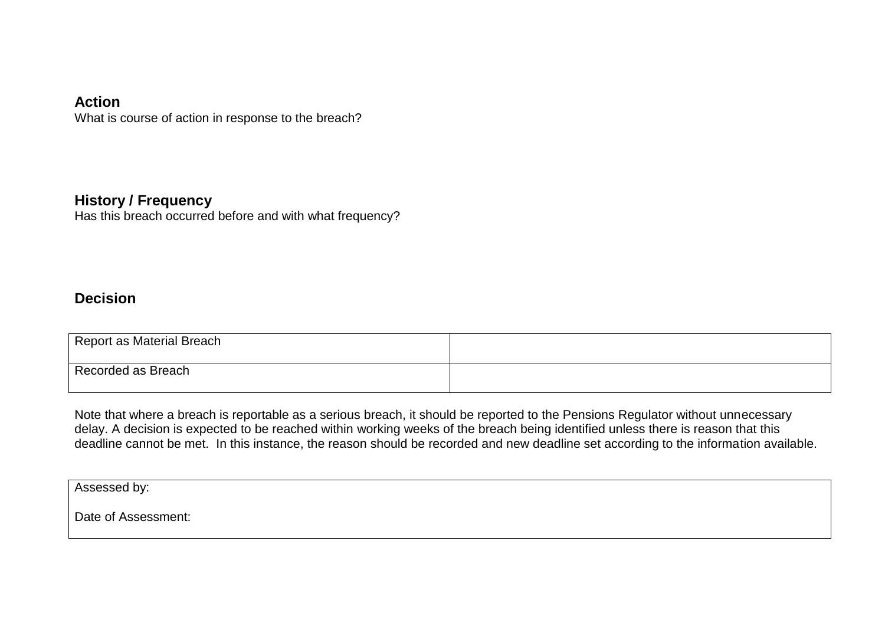**Action**
What is course of action in response to the breach?

**History / Frequency**
Has this breach occurred before and with what frequency?

**Decision**

| Report as Material Breach | |
|---|---|
| Recorded as Breach | |

Note that where a breach is reportable as a serious breach, it should be reported to the Pensions Regulator without unnecessary delay. A decision is expected to be reached within working weeks of the breach being identified unless there is reason that this deadline cannot be met. In this instance, the reason should be recorded and new deadline set according to the information available.

| Assessed by:<br><br>Date of Assessment: |
|---|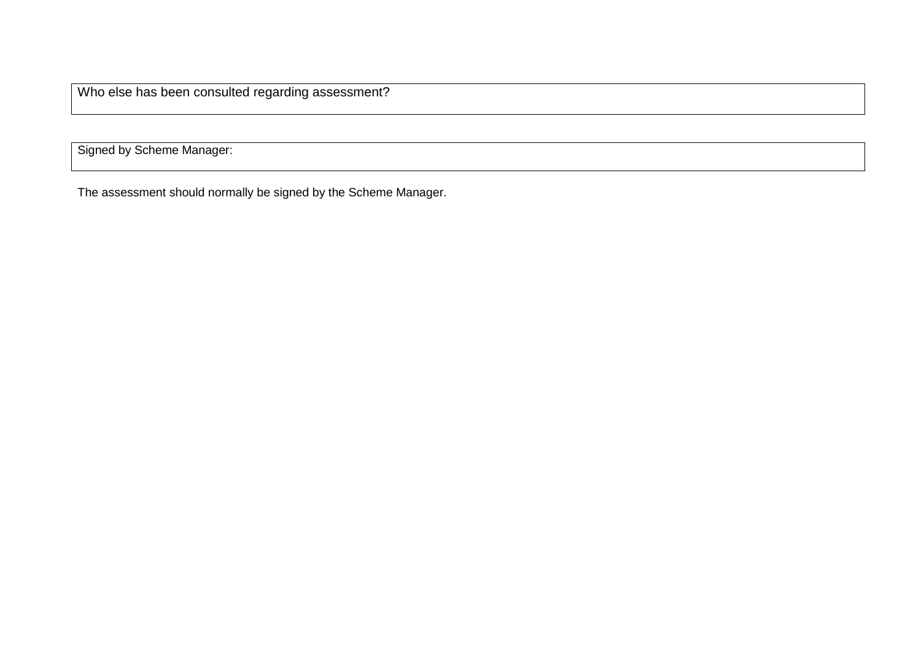| Who else has been consulted regarding assessment? |
|---|

| Signed by Scheme Manager: |
|---|

The assessment should normally be signed by the Scheme Manager.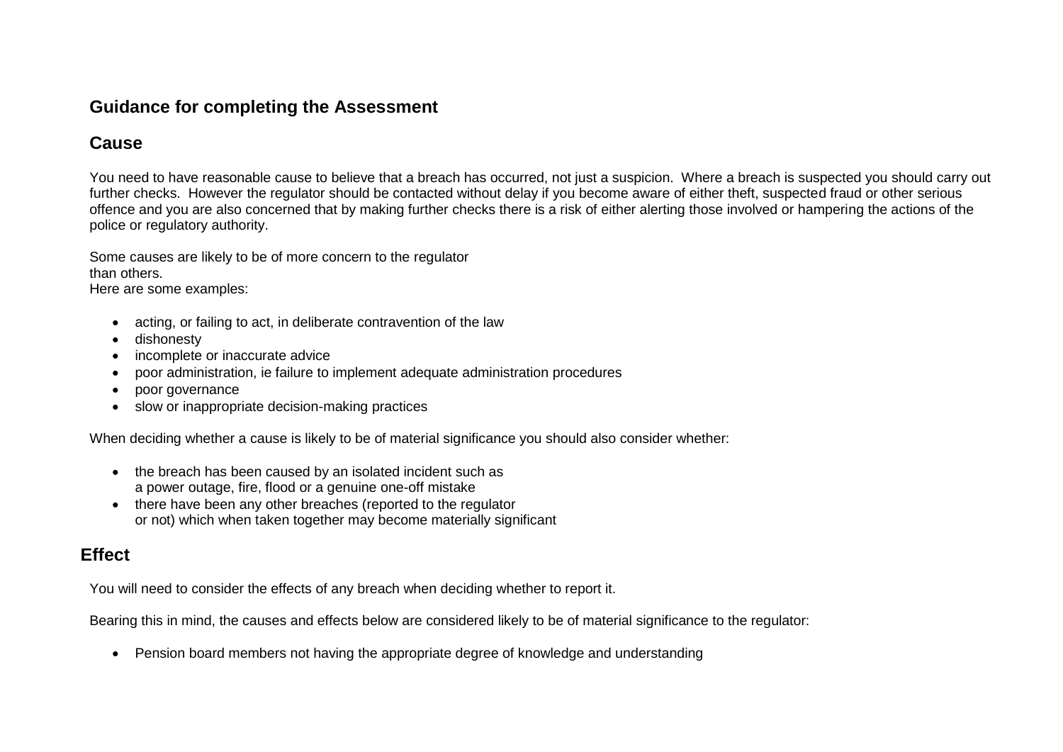## Guidance for completing the Assessment

## Cause

You need to have reasonable cause to believe that a breach has occurred, not just a suspicion. Where a breach is suspected you should carry out further checks. However the regulator should be contacted without delay if you become aware of either theft, suspected fraud or other serious offence and you are also concerned that by making further checks there is a risk of either alerting those involved or hampering the actions of the police or regulatory authority.

Some causes are likely to be of more concern to the regulator than others.
Here are some examples:

- acting, or failing to act, in deliberate contravention of the law
- dishonesty
- incomplete or inaccurate advice
- poor administration, ie failure to implement adequate administration procedures
- poor governance
- slow or inappropriate decision-making practices

When deciding whether a cause is likely to be of material significance you should also consider whether:

- the breach has been caused by an isolated incident such as a power outage, fire, flood or a genuine one-off mistake
- there have been any other breaches (reported to the regulator or not) which when taken together may become materially significant

## Effect

You will need to consider the effects of any breach when deciding whether to report it.

Bearing this in mind, the causes and effects below are considered likely to be of material significance to the regulator:

- Pension board members not having the appropriate degree of knowledge and understanding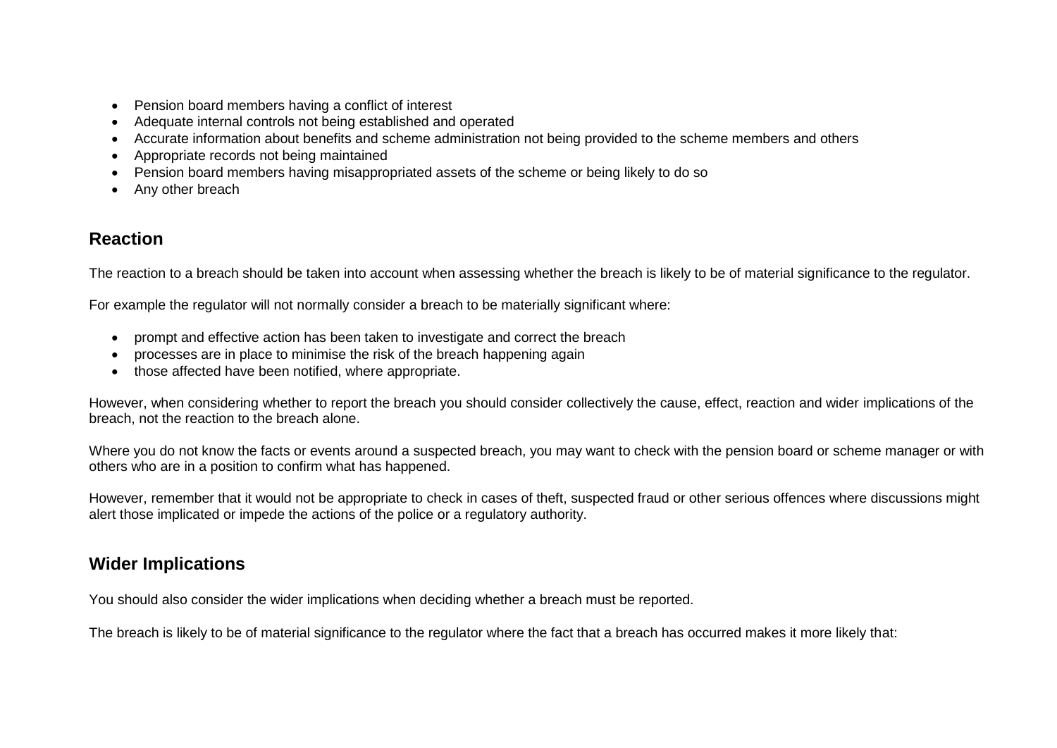- Pension board members having a conflict of interest
- Adequate internal controls not being established and operated
- Accurate information about benefits and scheme administration not being provided to the scheme members and others
- Appropriate records not being maintained
- Pension board members having misappropriated assets of the scheme or being likely to do so
- Any other breach

## Reaction

The reaction to a breach should be taken into account when assessing whether the breach is likely to be of material significance to the regulator.

For example the regulator will not normally consider a breach to be materially significant where:

- prompt and effective action has been taken to investigate and correct the breach
- processes are in place to minimise the risk of the breach happening again
- those affected have been notified, where appropriate.

However, when considering whether to report the breach you should consider collectively the cause, effect, reaction and wider implications of the breach, not the reaction to the breach alone.

Where you do not know the facts or events around a suspected breach, you may want to check with the pension board or scheme manager or with others who are in a position to confirm what has happened.

However, remember that it would not be appropriate to check in cases of theft, suspected fraud or other serious offences where discussions might alert those implicated or impede the actions of the police or a regulatory authority.

## Wider Implications

You should also consider the wider implications when deciding whether a breach must be reported.

The breach is likely to be of material significance to the regulator where the fact that a breach has occurred makes it more likely that: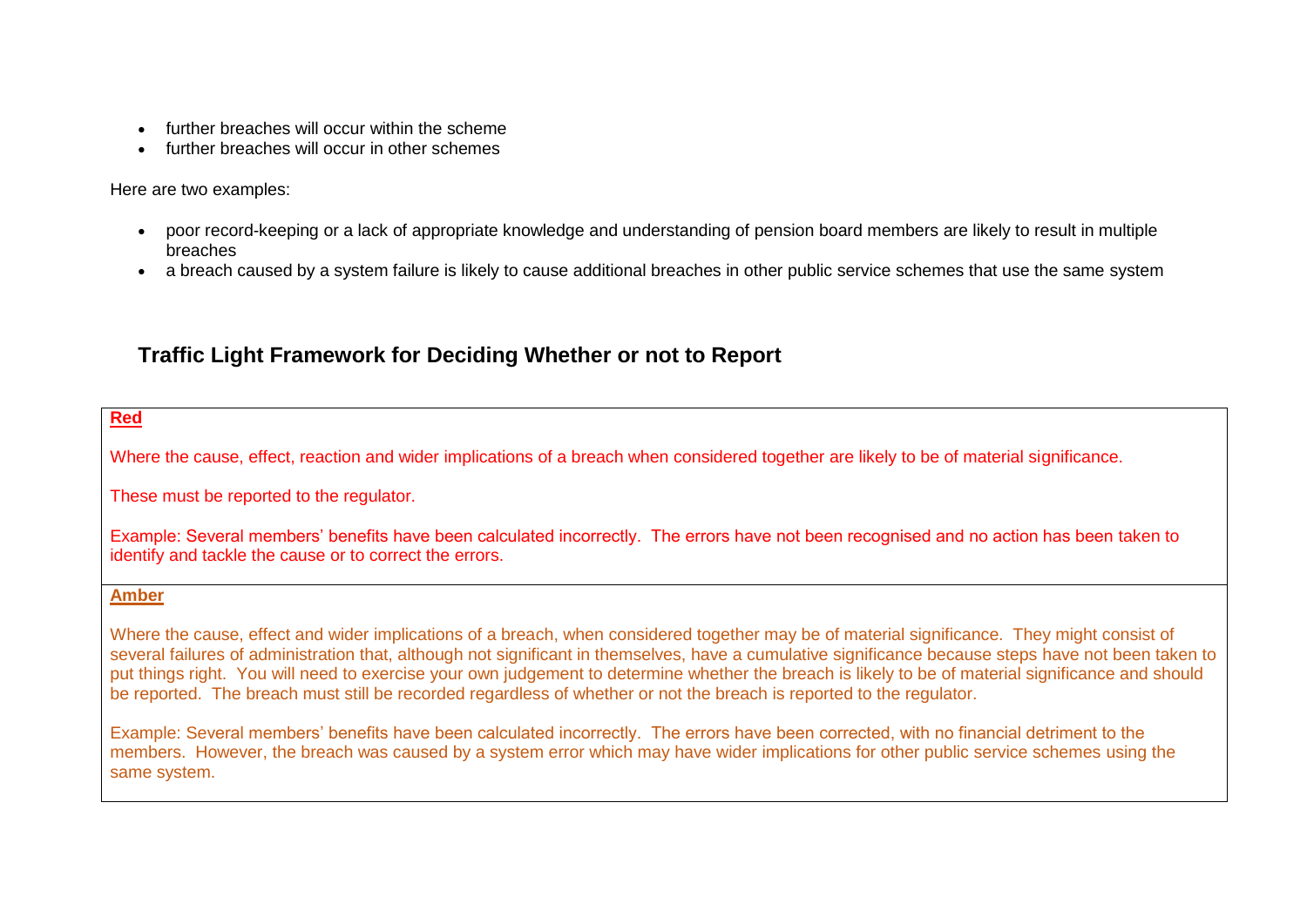- further breaches will occur within the scheme
- further breaches will occur in other schemes

Here are two examples:

- poor record-keeping or a lack of appropriate knowledge and understanding of pension board members are likely to result in multiple breaches
- a breach caused by a system failure is likely to cause additional breaches in other public service schemes that use the same system

## Traffic Light Framework for Deciding Whether or not to Report

**Red**

Where the cause, effect, reaction and wider implications of a breach when considered together are likely to be of material significance.

These must be reported to the regulator.

Example: Several members' benefits have been calculated incorrectly. The errors have not been recognised and no action has been taken to identify and tackle the cause or to correct the errors.

**Amber**

Where the cause, effect and wider implications of a breach, when considered together may be of material significance. They might consist of several failures of administration that, although not significant in themselves, have a cumulative significance because steps have not been taken to put things right. You will need to exercise your own judgement to determine whether the breach is likely to be of material significance and should be reported. The breach must still be recorded regardless of whether or not the breach is reported to the regulator.

Example: Several members' benefits have been calculated incorrectly. The errors have been corrected, with no financial detriment to the members. However, the breach was caused by a system error which may have wider implications for other public service schemes using the same system.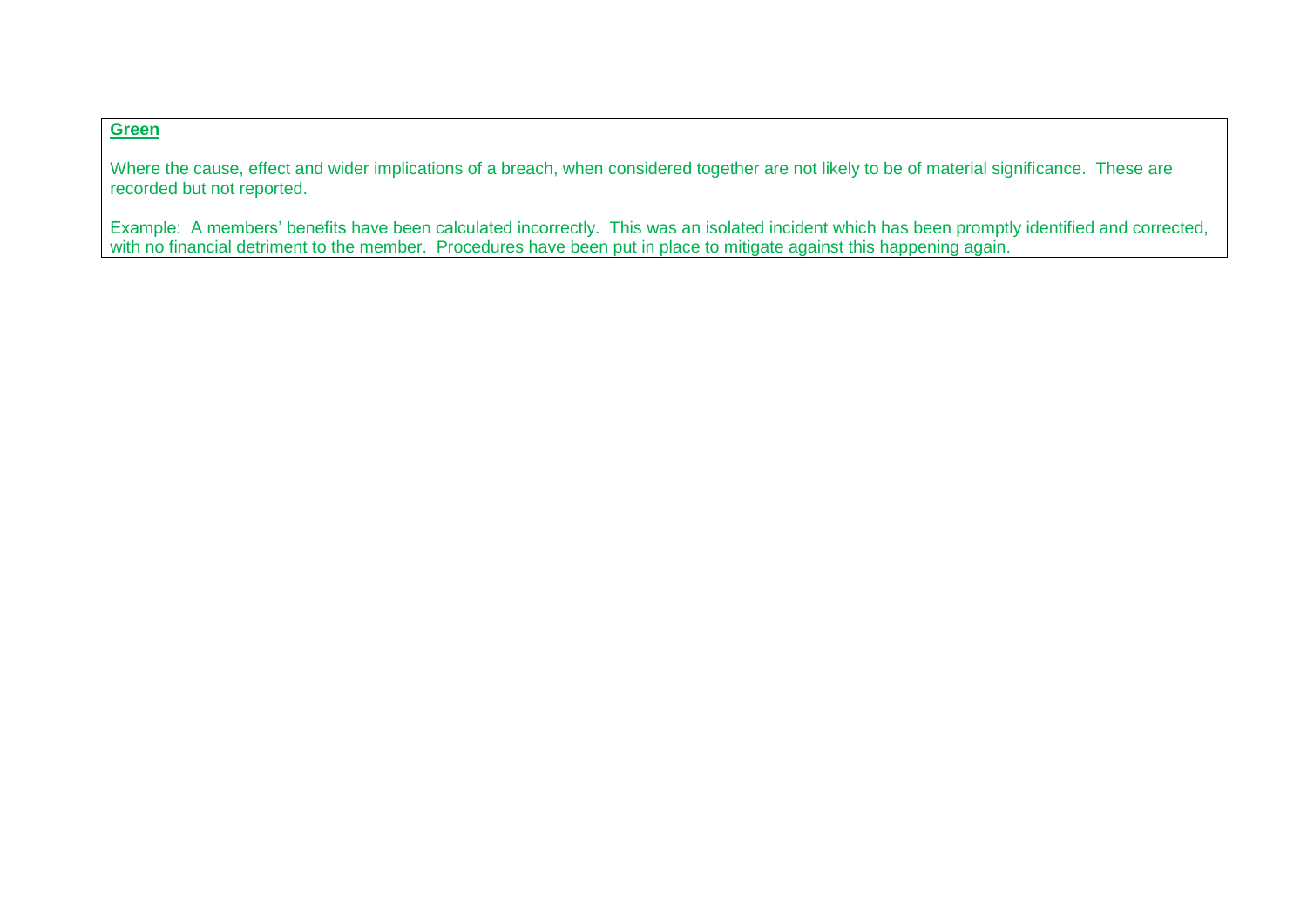**Green**

Where the cause, effect and wider implications of a breach, when considered together are not likely to be of material significance.  These are recorded but not reported.

Example:  A members' benefits have been calculated incorrectly.  This was an isolated incident which has been promptly identified and corrected, with no financial detriment to the member.  Procedures have been put in place to mitigate against this happening again.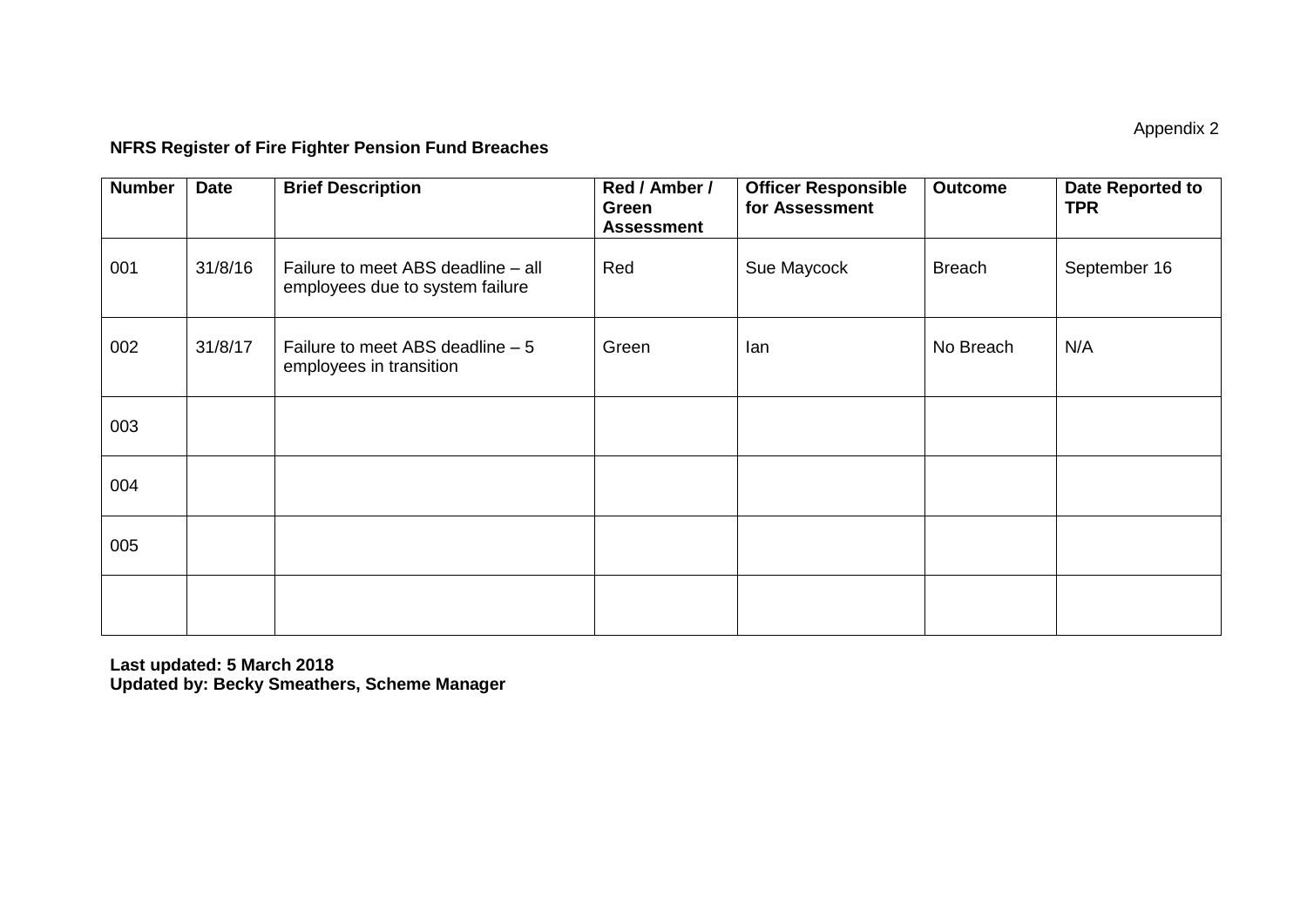Appendix 2

**NFRS Register of Fire Fighter Pension Fund Breaches**

| Number | Date | Brief Description | Red / Amber / Green Assessment | Officer Responsible for Assessment | Outcome | Date Reported to TPR |
|---|---|---|---|---|---|---|
| 001 | 31/8/16 | Failure to meet ABS deadline – all employees due to system failure | Red | Sue Maycock | Breach | September 16 |
| 002 | 31/8/17 | Failure to meet ABS deadline – 5 employees in transition | Green | Ian | No Breach | N/A |
| 003 | | | | | | |
| 004 | | | | | | |
| 005 | | | | | | |
| | | | | | | |

**Last updated: 5 March 2018**
**Updated by: Becky Smeathers, Scheme Manager**